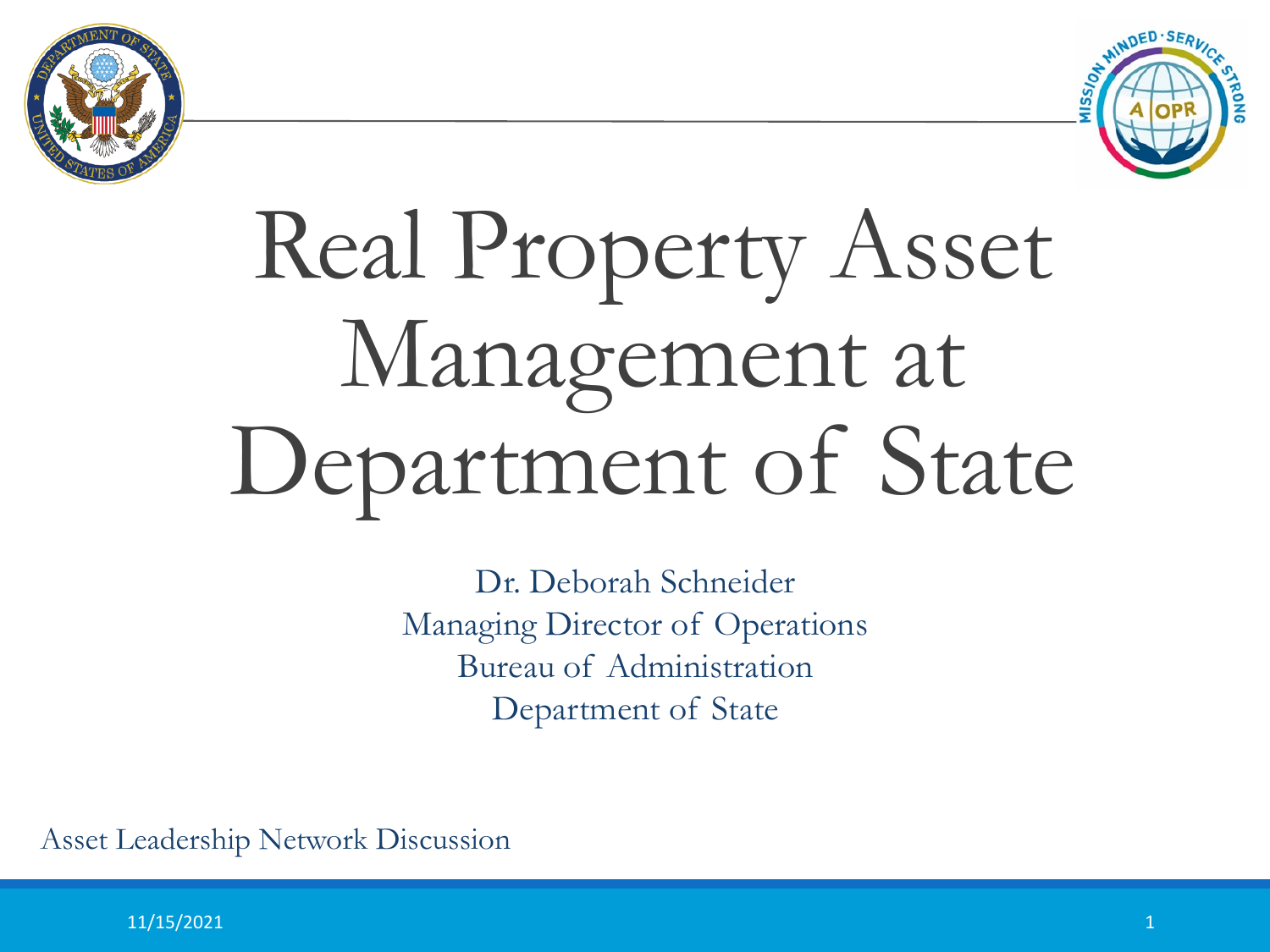# Real Property Asset Management at Department of State

Dr. Deborah Schneider
Managing Director of Operations
Bureau of Administration
Department of State

Asset Leadership Network Discussion

11/15/2021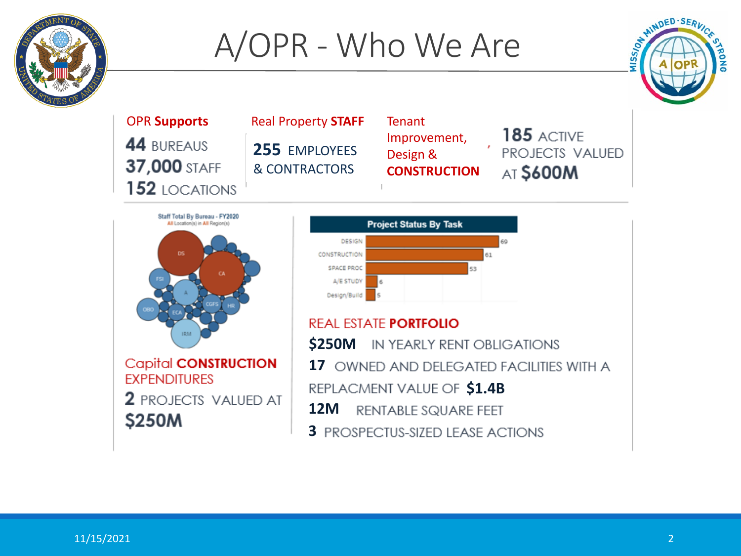# A/OPR - Who We Are

**OPR Supports**

**44** BUREAUS
**37,000** STAFF
**152** LOCATIONS

**Real Property STAFF**

**255** EMPLOYEES & CONTRACTORS

**Tenant Improvement, Design & CONSTRUCTION**

**185** ACTIVE PROJECTS VALUED AT **$600M**

Staff Total By Bureau - FY2020
All Location(s) in All Region(s)

DS, CA, FSI, A, CGFS, HR, OBO, ECA, IRM

**Project Status By Task**

| Task | Count |
|---|---|
| DESIGN | 69 |
| CONSTRUCTION | 61 |
| SPACE PROC | 53 |
| A/E STUDY | 6 |
| Design/Build | 5 |

**Capital CONSTRUCTION EXPENDITURES**

**2** PROJECTS VALUED AT **$250M**

**REAL ESTATE PORTFOLIO**

**$250M** IN YEARLY RENT OBLIGATIONS

**17** OWNED AND DELEGATED FACILITIES WITH A REPLACMENT VALUE OF **$1.4B**

**12M** RENTABLE SQUARE FEET

**3** PROSPECTUS-SIZED LEASE ACTIONS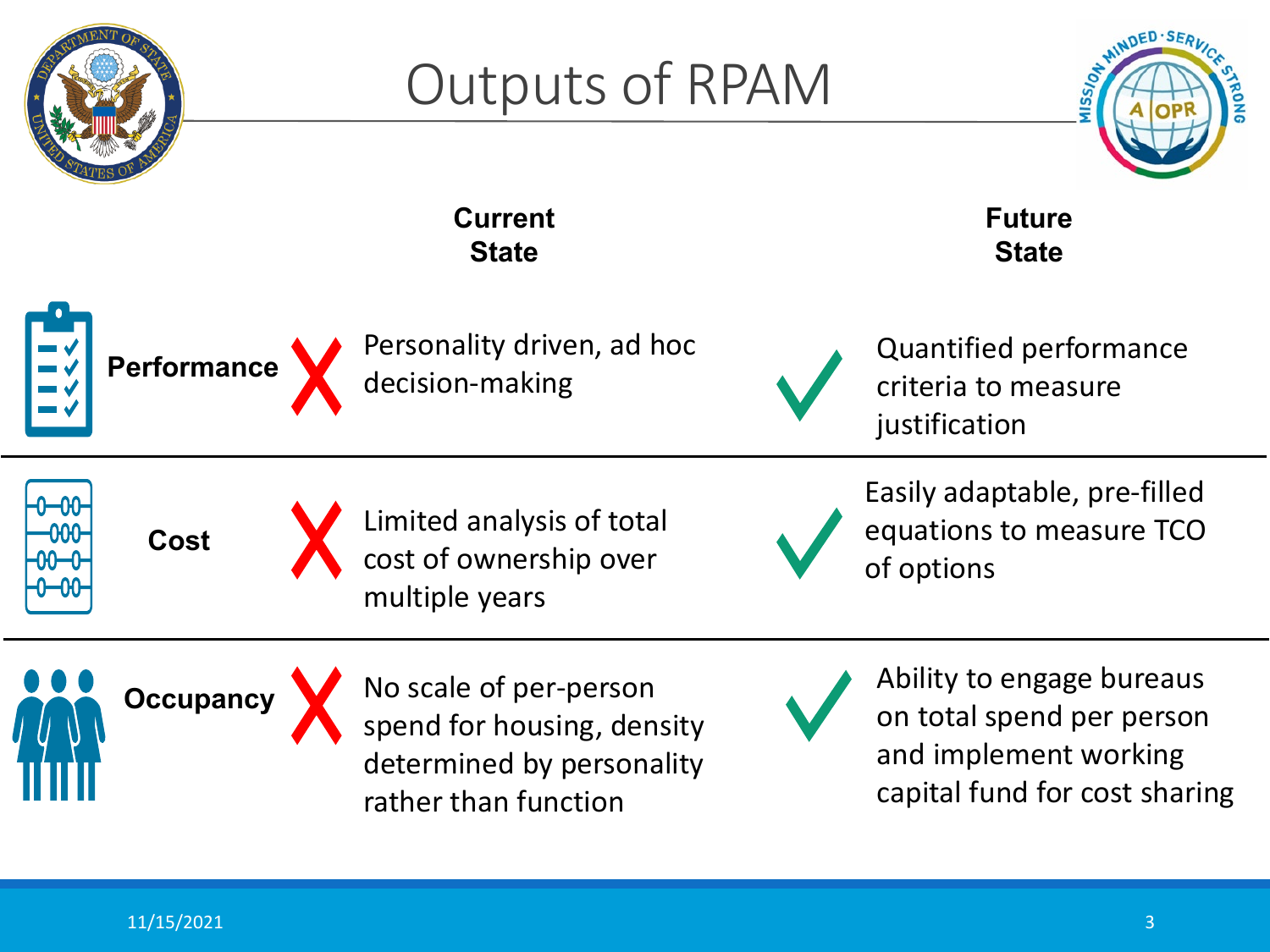# Outputs of RPAM

| | Current State | Future State |
|---|---|---|
| **Performance** | ✗ Personality driven, ad hoc decision-making | ✓ Quantified performance criteria to measure justification |
| **Cost** | ✗ Limited analysis of total cost of ownership over multiple years | ✓ Easily adaptable, pre-filled equations to measure TCO of options |
| **Occupancy** | ✗ No scale of per-person spend for housing, density determined by personality rather than function | ✓ Ability to engage bureaus on total spend per person and implement working capital fund for cost sharing |

11/15/2021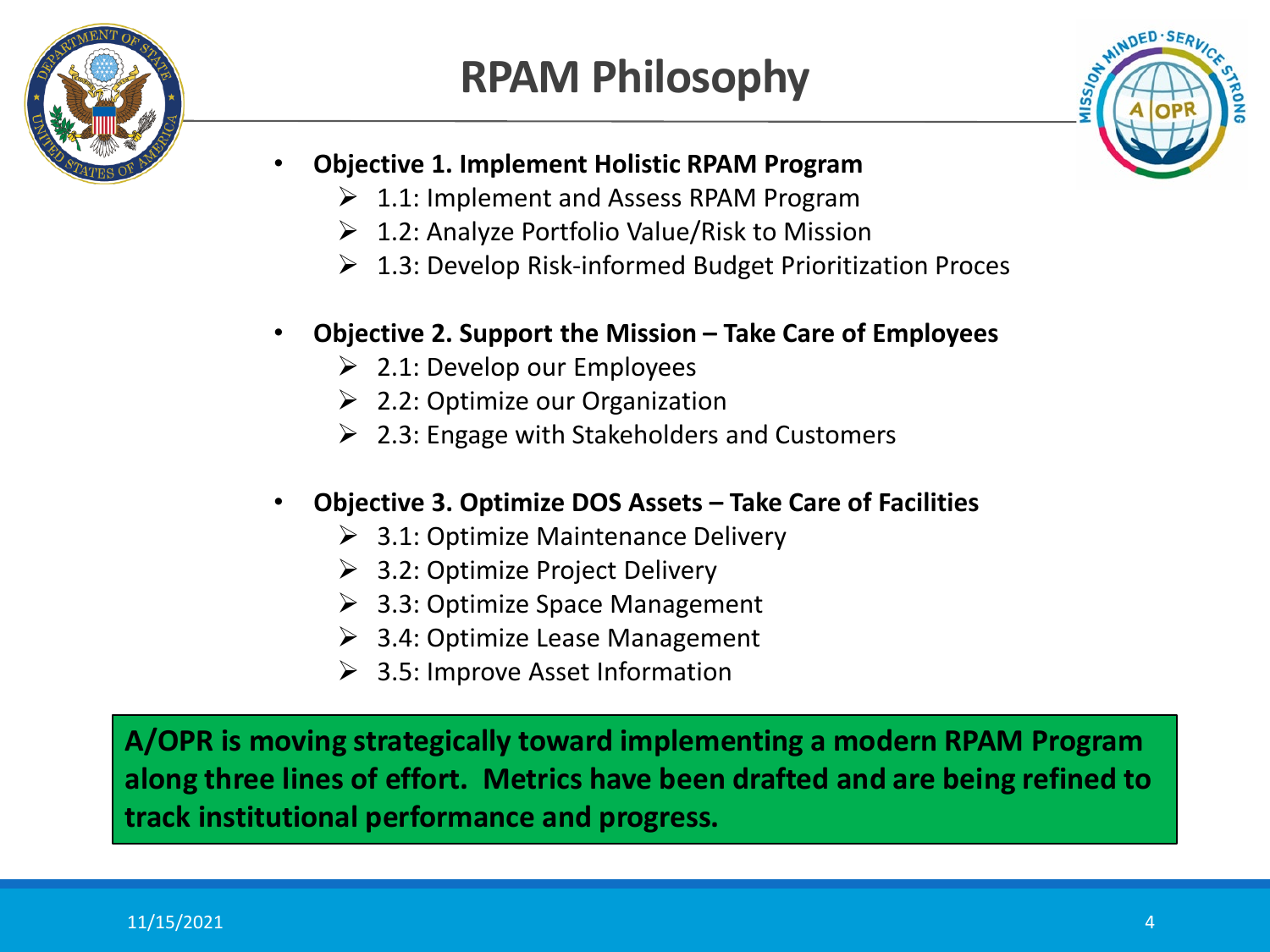# RPAM Philosophy

- **Objective 1. Implement Holistic RPAM Program**
  - 1.1: Implement and Assess RPAM Program
  - 1.2: Analyze Portfolio Value/Risk to Mission
  - 1.3: Develop Risk-informed Budget Prioritization Proces
- **Objective 2. Support the Mission – Take Care of Employees**
  - 2.1: Develop our Employees
  - 2.2: Optimize our Organization
  - 2.3: Engage with Stakeholders and Customers
- **Objective 3. Optimize DOS Assets – Take Care of Facilities**
  - 3.1: Optimize Maintenance Delivery
  - 3.2: Optimize Project Delivery
  - 3.3: Optimize Space Management
  - 3.4: Optimize Lease Management
  - 3.5: Improve Asset Information

**A/OPR is moving strategically toward implementing a modern RPAM Program along three lines of effort. Metrics have been drafted and are being refined to track institutional performance and progress.**

11/15/2021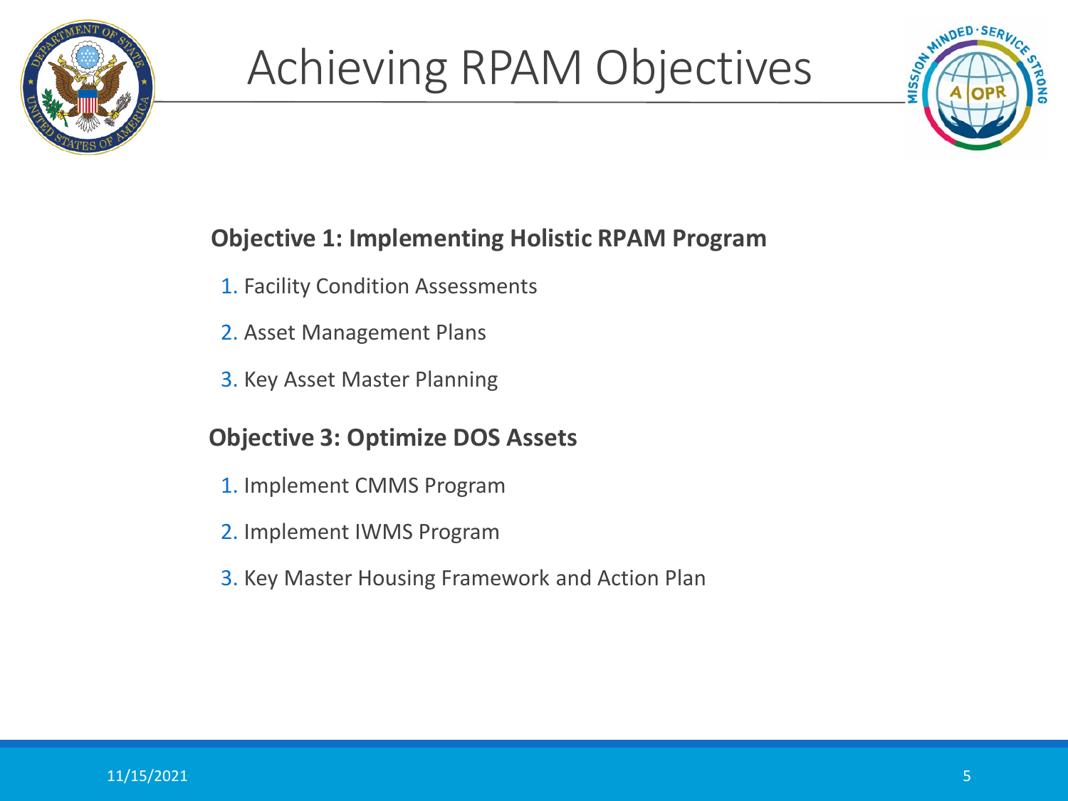# Achieving RPAM Objectives

**Objective 1: Implementing Holistic RPAM Program**

1. Facility Condition Assessments
2. Asset Management Plans
3. Key Asset Master Planning

**Objective 3: Optimize DOS Assets**

1. Implement CMMS Program
2. Implement IWMS Program
3. Key Master Housing Framework and Action Plan

11/15/2021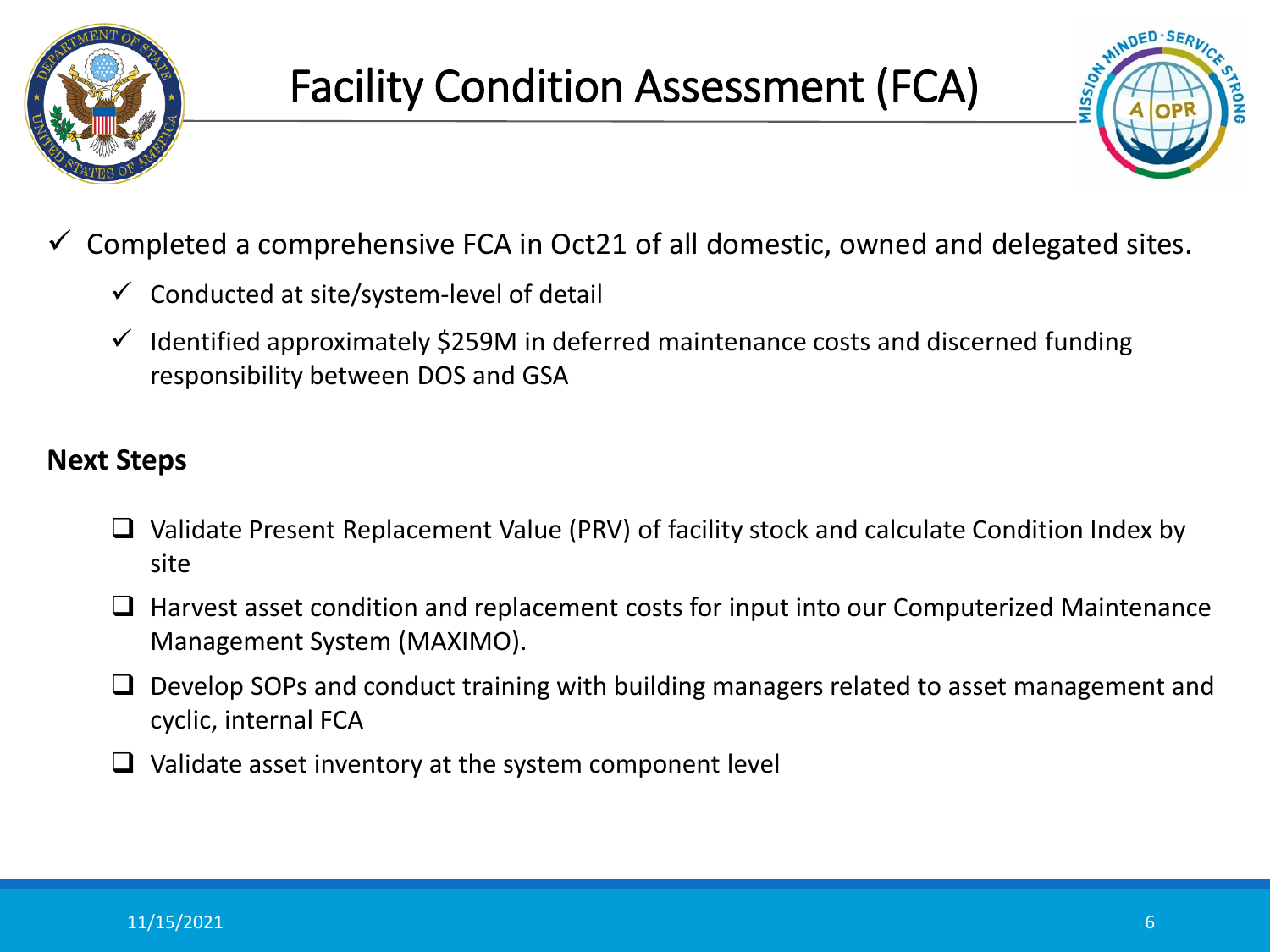# Facility Condition Assessment (FCA)

- ✓ Completed a comprehensive FCA in Oct21 of all domestic, owned and delegated sites.
  - ✓ Conducted at site/system-level of detail
  - ✓ Identified approximately $259M in deferred maintenance costs and discerned funding responsibility between DOS and GSA

**Next Steps**

- ❑ Validate Present Replacement Value (PRV) of facility stock and calculate Condition Index by site
- ❑ Harvest asset condition and replacement costs for input into our Computerized Maintenance Management System (MAXIMO).
- ❑ Develop SOPs and conduct training with building managers related to asset management and cyclic, internal FCA
- ❑ Validate asset inventory at the system component level

11/15/2021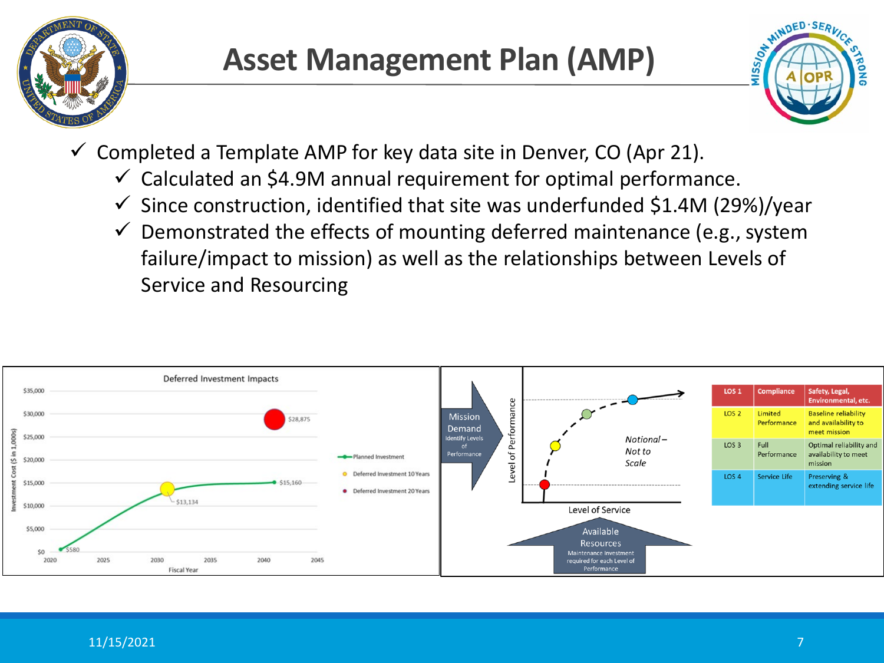# Asset Management Plan (AMP)

- ✓ Completed a Template AMP for key data site in Denver, CO (Apr 21).
  - ✓ Calculated an $4.9M annual requirement for optimal performance.
  - ✓ Since construction, identified that site was underfunded $1.4M (29%)/year
  - ✓ Demonstrated the effects of mounting deferred maintenance (e.g., system failure/impact to mission) as well as the relationships between Levels of Service and Resourcing

**Deferred Investment Impacts**

Investment Cost ($ in 1,000s) vs. Fiscal Year (2020–2045)

- Planned Investment: $580, $13,134, $15,160
- Deferred Investment 10 Years: $13,134
- Deferred Investment 20 Years: $28,875

Mission Demand — Identify Levels of Performance

Available Resources — Maintenance Investment required for each Level of Performance

Level of Performance vs. Level of Service — *Notional – Not to Scale*

| LOS 1 | Compliance | Safety, Legal, Environmental, etc. |
|---|---|---|
| LOS 2 | Limited Performance | Baseline reliability and availability to meet mission |
| LOS 3 | Full Performance | Optimal reliability and availability to meet mission |
| LOS 4 | Service Life | Preserving & extending service life |

11/15/2021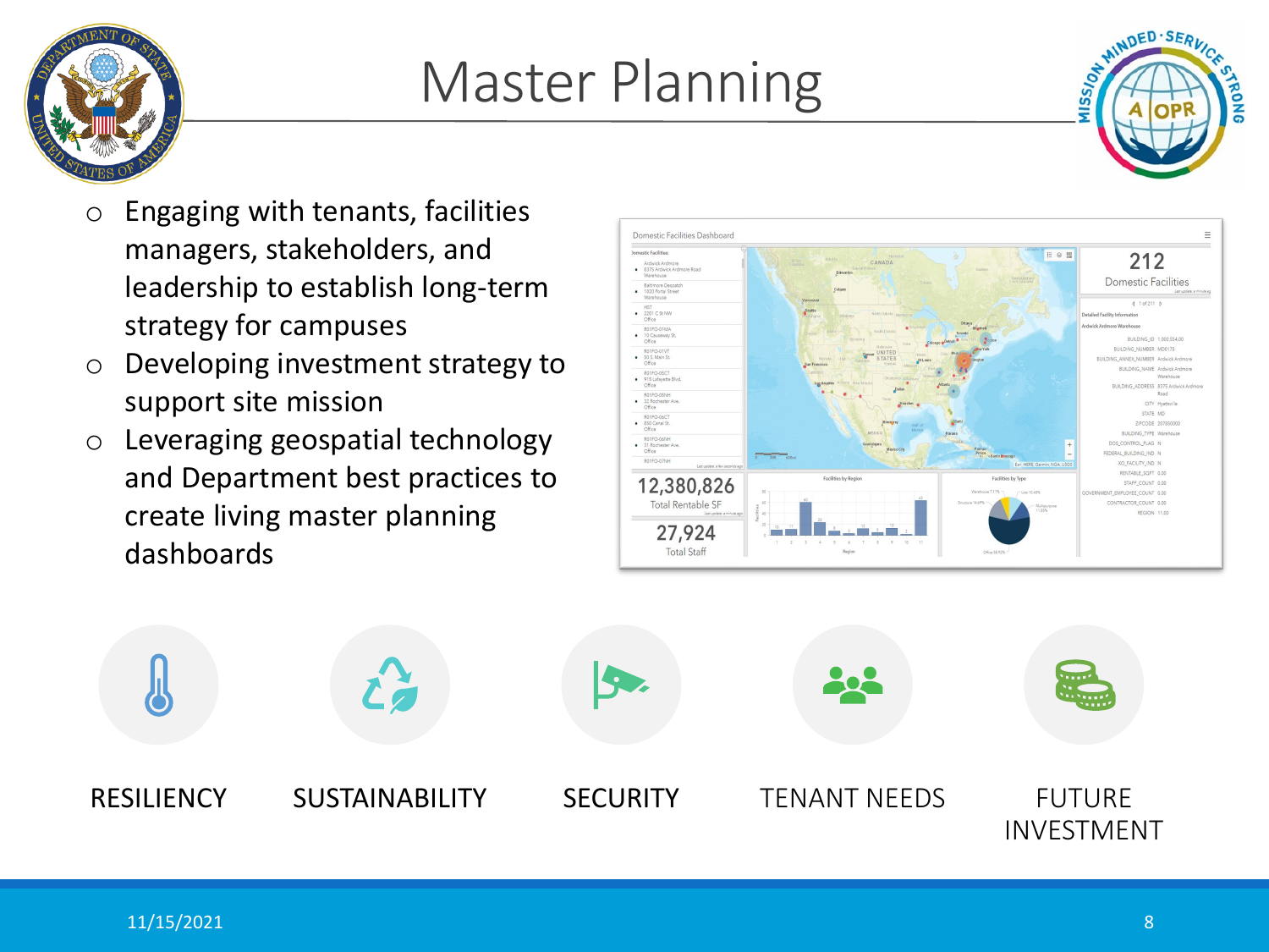# Master Planning

- Engaging with tenants, facilities managers, stakeholders, and leadership to establish long-term strategy for campuses
- Developing investment strategy to support site mission
- Leveraging geospatial technology and Department best practices to create living master planning dashboards

RESILIENCY

SUSTAINABILITY

SECURITY

TENANT NEEDS

FUTURE INVESTMENT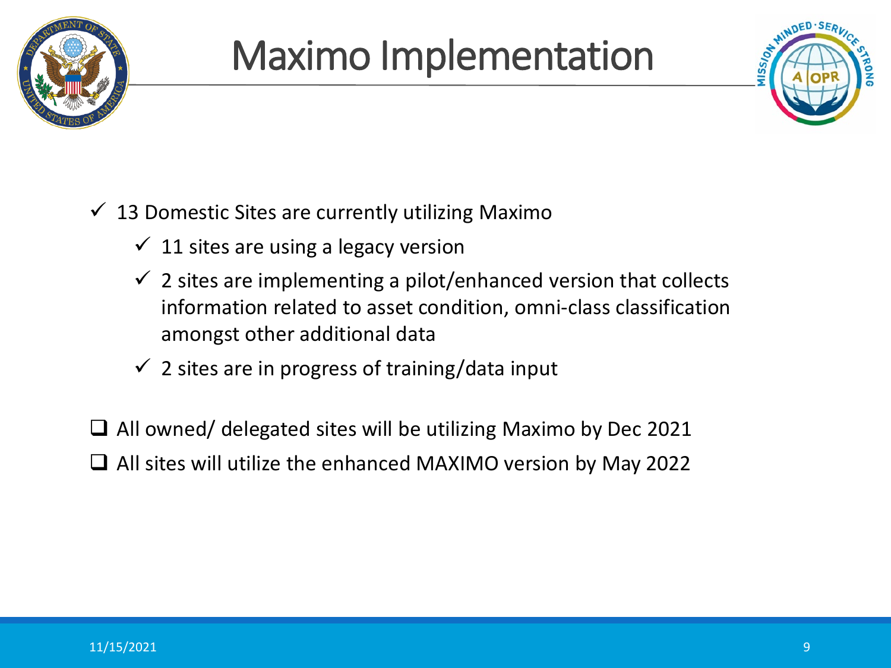# Maximo Implementation

- ✓ 13 Domestic Sites are currently utilizing Maximo
  - ✓ 11 sites are using a legacy version
  - ✓ 2 sites are implementing a pilot/enhanced version that collects information related to asset condition, omni-class classification amongst other additional data
  - ✓ 2 sites are in progress of training/data input

- ❑ All owned/ delegated sites will be utilizing Maximo by Dec 2021
- ❑ All sites will utilize the enhanced MAXIMO version by May 2022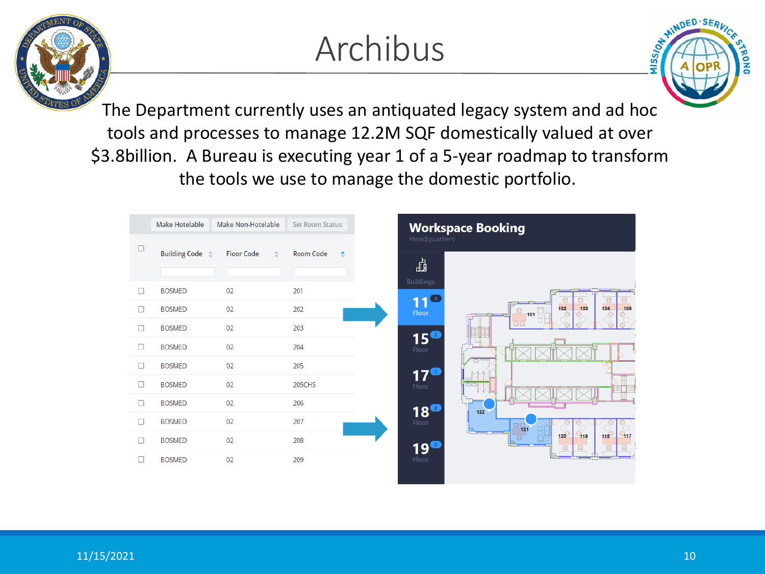# Archibus

The Department currently uses an antiquated legacy system and ad hoc tools and processes to manage 12.2M SQF domestically valued at over $3.8billion. A Bureau is executing year 1 of a 5-year roadmap to transform the tools we use to manage the domestic portfolio.

Make Hotelable | Make Non-Hotelable | Set Room Status

| Building Code | Floor Code | Room Code |
|---|---|---|
| BOSMED | 02 | 201 |
| BOSMED | 02 | 202 |
| BOSMED | 02 | 203 |
| BOSMED | 02 | 204 |
| BOSMED | 02 | 205 |
| BOSMED | 02 | 205CHS |
| BOSMED | 02 | 206 |
| BOSMED | 02 | 207 |
| BOSMED | 02 | 208 |
| BOSMED | 02 | 209 |

**Workspace Booking**
Headquarters

Buildings
11 Floor
15 Floor
17 Floor
18 Floor
19 Floor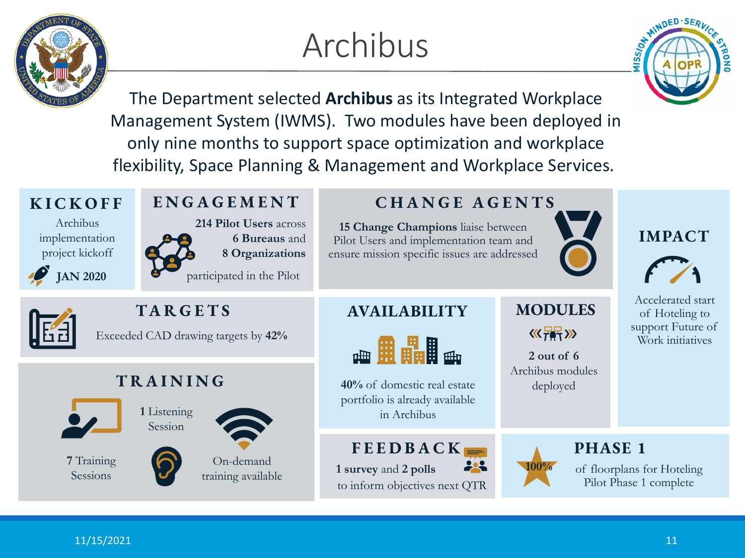# Archibus

The Department selected **Archibus** as its Integrated Workplace Management System (IWMS). Two modules have been deployed in only nine months to support space optimization and workplace flexibility, Space Planning & Management and Workplace Services.

## KICKOFF

Archibus implementation project kickoff

**JAN 2020**

## ENGAGEMENT

**214 Pilot Users** across **6 Bureaus** and **8 Organizations** participated in the Pilot

## CHANGE AGENTS

**15 Change Champions** liaise between Pilot Users and implementation team and ensure mission specific issues are addressed

## IMPACT

Accelerated start of Hoteling to support Future of Work initiatives

## TARGETS

Exceeded CAD drawing targets by **42%**

## TRAINING

**7** Training Sessions

**1** Listening Session

On-demand training available

## AVAILABILITY

**40%** of domestic real estate portfolio is already available in Archibus

## MODULES

**2 out of 6** Archibus modules deployed

## FEEDBACK

**1 survey** and **2 polls** to inform objectives next QTR

## PHASE 1

**100%** of floorplans for Hoteling Pilot Phase 1 complete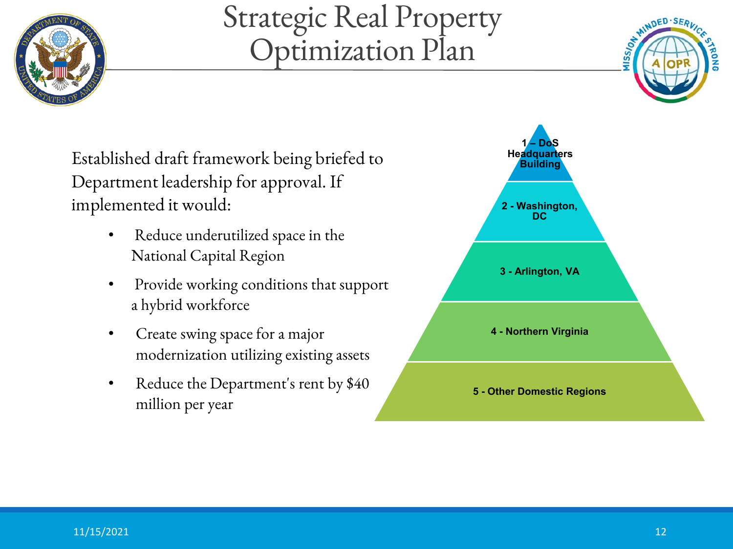# Strategic Real Property Optimization Plan

Established draft framework being briefed to Department leadership for approval. If implemented it would:

- Reduce underutilized space in the National Capital Region
- Provide working conditions that support a hybrid workforce
- Create swing space for a major modernization utilizing existing assets
- Reduce the Department's rent by $40 million per year

1 – DoS Headquarters Building

2 - Washington, DC

3 - Arlington, VA

4 - Northern Virginia

5 - Other Domestic Regions

11/15/2021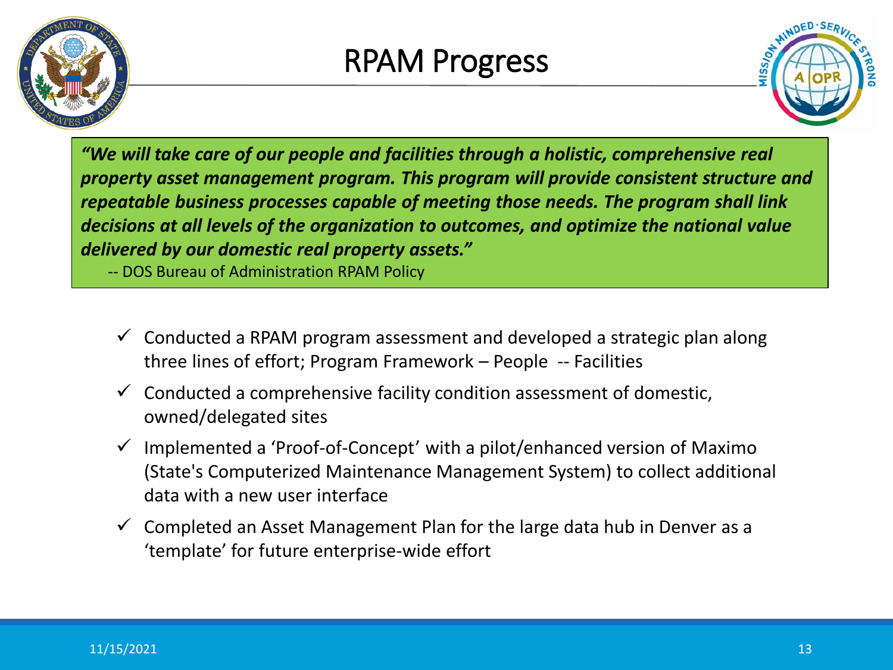# RPAM Progress

***"We will take care of our people and facilities through a holistic, comprehensive real property asset management program. This program will provide consistent structure and repeatable business processes capable of meeting those needs. The program shall link decisions at all levels of the organization to outcomes, and optimize the national value delivered by our domestic real property assets."***

-- DOS Bureau of Administration RPAM Policy

- ✓ Conducted a RPAM program assessment and developed a strategic plan along three lines of effort; Program Framework – People -- Facilities
- ✓ Conducted a comprehensive facility condition assessment of domestic, owned/delegated sites
- ✓ Implemented a 'Proof-of-Concept' with a pilot/enhanced version of Maximo (State's Computerized Maintenance Management System) to collect additional data with a new user interface
- ✓ Completed an Asset Management Plan for the large data hub in Denver as a 'template' for future enterprise-wide effort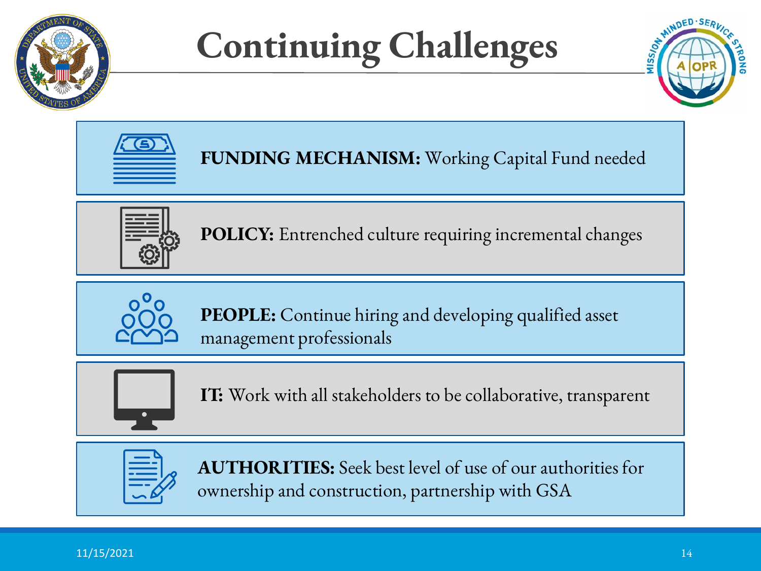# Continuing Challenges

- **FUNDING MECHANISM:** Working Capital Fund needed
- **POLICY:** Entrenched culture requiring incremental changes
- **PEOPLE:** Continue hiring and developing qualified asset management professionals
- **IT:** Work with all stakeholders to be collaborative, transparent
- **AUTHORITIES:** Seek best level of use of our authorities for ownership and construction, partnership with GSA

11/15/2021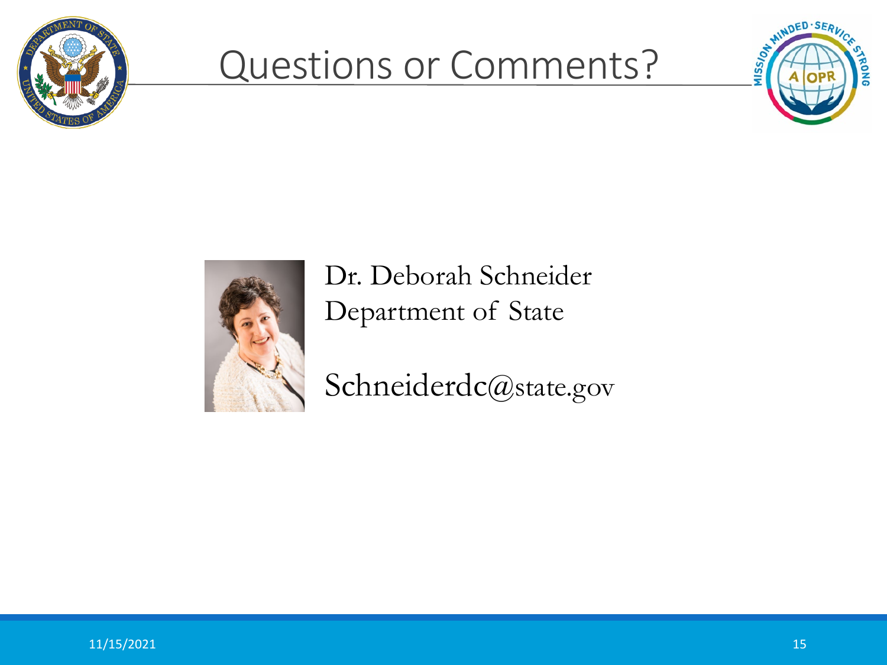# Questions or Comments?

Dr. Deborah Schneider
Department of State

Schneiderdc@state.gov